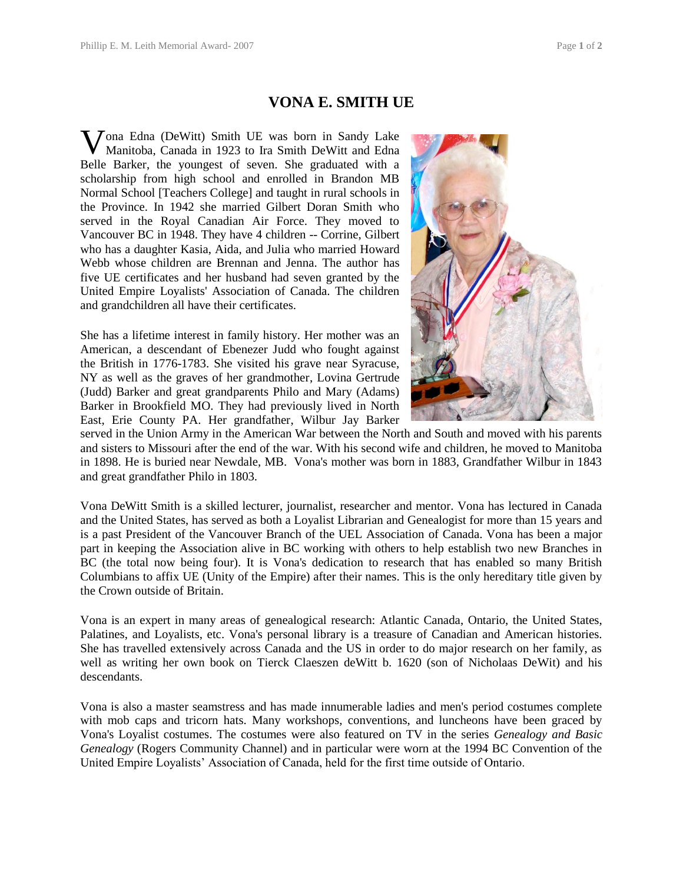# VONA E. SMITH UE

Vona Edna (DeWitt) Smith UE was born in Sandy Lake Manitoba, Canada in 1923 to Ira Smith DeWitt and Edna Belle Barker, the youngest of seven. She graduated with a scholarship from high school and enrolled in Brandon MB Normal School [Teachers College] and taught in rural schools in the Province. In 1942 she married Gilbert Doran Smith who served in the Royal Canadian Air Force. They moved to Vancouver BC in 1948. They have 4 children -- Corrine, Gilbert who has a daughter Kasia, Aida, and Julia who married Howard Webb whose children are Brennan and Jenna. The author has five UE certificates and her husband had seven granted by the United Empire Loyalists' Association of Canada. The children and grandchildren all have their certificates.

She has a lifetime interest in family history. Her mother was an American, a descendant of Ebenezer Judd who fought against the British in 1776-1783. She visited his grave near Syracuse, NY as well as the graves of her grandmother, Lovina Gertrude (Judd) Barker and great grandparents Philo and Mary (Adams) Barker in Brookfield MO. They had previously lived in North East, Erie County PA. Her grandfather, Wilbur Jay Barker served in the Union Army in the American War between the North and South and moved with his parents and sisters to Missouri after the end of the war. With his second wife and children, he moved to Manitoba in 1898. He is buried near Newdale, MB. Vona's mother was born in 1883, Grandfather Wilbur in 1843 and great grandfather Philo in 1803.

Vona DeWitt Smith is a skilled lecturer, journalist, researcher and mentor. Vona has lectured in Canada and the United States, has served as both a Loyalist Librarian and Genealogist for more than 15 years and is a past President of the Vancouver Branch of the UEL Association of Canada. Vona has been a major part in keeping the Association alive in BC working with others to help establish two new Branches in BC (the total now being four). It is Vona's dedication to research that has enabled so many British Columbians to affix UE (Unity of the Empire) after their names. This is the only hereditary title given by the Crown outside of Britain.

Vona is an expert in many areas of genealogical research: Atlantic Canada, Ontario, the United States, Palatines, and Loyalists, etc. Vona's personal library is a treasure of Canadian and American histories. She has travelled extensively across Canada and the US in order to do major research on her family, as well as writing her own book on Tierck Claeszen deWitt b. 1620 (son of Nicholaas DeWit) and his descendants.

Vona is also a master seamstress and has made innumerable ladies and men's period costumes complete with mob caps and tricorn hats. Many workshops, conventions, and luncheons have been graced by Vona's Loyalist costumes. The costumes were also featured on TV in the series *Genealogy and Basic Genealogy* (Rogers Community Channel) and in particular were worn at the 1994 BC Convention of the United Empire Loyalists' Association of Canada, held for the first time outside of Ontario.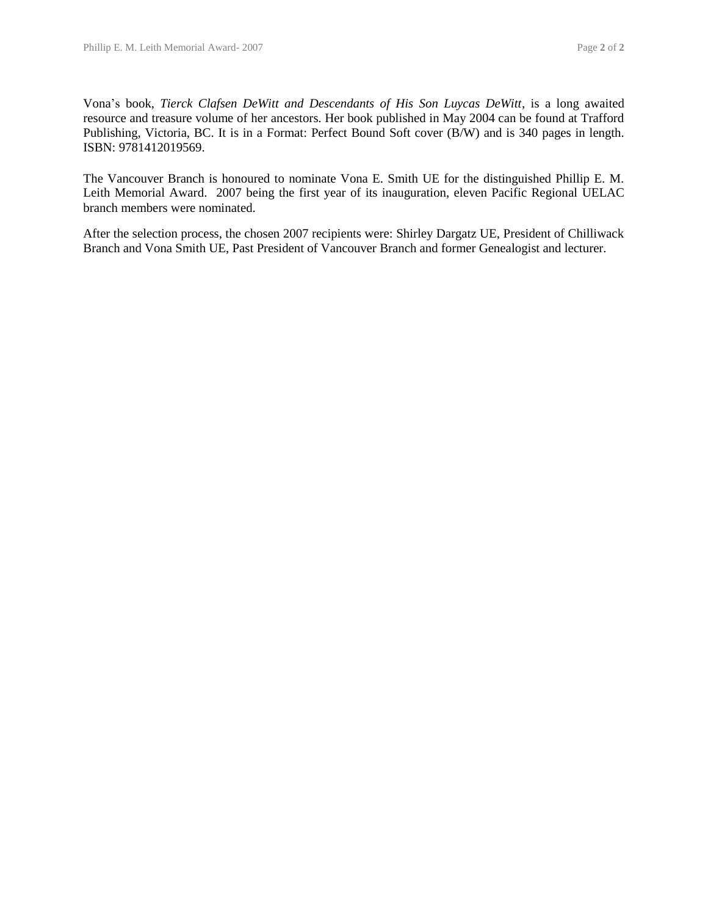Vona's book, *Tierck Clafsen DeWitt and Descendants of His Son Luycas DeWitt*, is a long awaited resource and treasure volume of her ancestors. Her book published in May 2004 can be found at Trafford Publishing, Victoria, BC. It is in a Format: Perfect Bound Soft cover (B/W) and is 340 pages in length. ISBN: 9781412019569.

The Vancouver Branch is honoured to nominate Vona E. Smith UE for the distinguished Phillip E. M. Leith Memorial Award. 2007 being the first year of its inauguration, eleven Pacific Regional UELAC branch members were nominated.

After the selection process, the chosen 2007 recipients were: Shirley Dargatz UE, President of Chilliwack Branch and Vona Smith UE, Past President of Vancouver Branch and former Genealogist and lecturer.